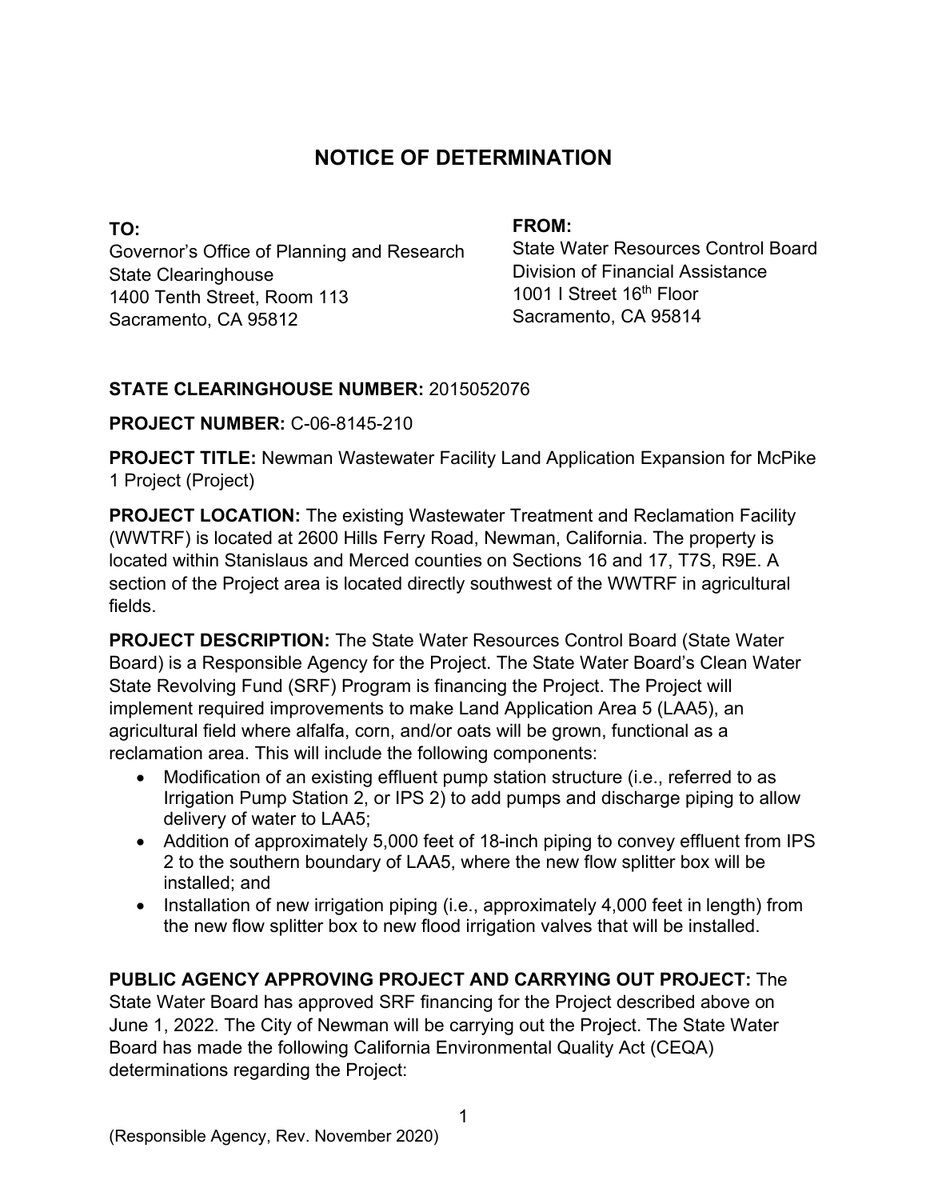# NOTICE OF DETERMINATION

**TO:**
Governor's Office of Planning and Research
State Clearinghouse
1400 Tenth Street, Room 113
Sacramento, CA 95812

**FROM:**
State Water Resources Control Board
Division of Financial Assistance
1001 I Street 16th Floor
Sacramento, CA 95814

**STATE CLEARINGHOUSE NUMBER:** 2015052076

**PROJECT NUMBER:** C-06-8145-210

**PROJECT TITLE:** Newman Wastewater Facility Land Application Expansion for McPike 1 Project (Project)

**PROJECT LOCATION:** The existing Wastewater Treatment and Reclamation Facility (WWTRF) is located at 2600 Hills Ferry Road, Newman, California. The property is located within Stanislaus and Merced counties on Sections 16 and 17, T7S, R9E. A section of the Project area is located directly southwest of the WWTRF in agricultural fields.

**PROJECT DESCRIPTION:** The State Water Resources Control Board (State Water Board) is a Responsible Agency for the Project. The State Water Board's Clean Water State Revolving Fund (SRF) Program is financing the Project. The Project will implement required improvements to make Land Application Area 5 (LAA5), an agricultural field where alfalfa, corn, and/or oats will be grown, functional as a reclamation area. This will include the following components:

- Modification of an existing effluent pump station structure (i.e., referred to as Irrigation Pump Station 2, or IPS 2) to add pumps and discharge piping to allow delivery of water to LAA5;
- Addition of approximately 5,000 feet of 18-inch piping to convey effluent from IPS 2 to the southern boundary of LAA5, where the new flow splitter box will be installed; and
- Installation of new irrigation piping (i.e., approximately 4,000 feet in length) from the new flow splitter box to new flood irrigation valves that will be installed.

**PUBLIC AGENCY APPROVING PROJECT AND CARRYING OUT PROJECT:** The State Water Board has approved SRF financing for the Project described above on June 1, 2022. The City of Newman will be carrying out the Project. The State Water Board has made the following California Environmental Quality Act (CEQA) determinations regarding the Project:

(Responsible Agency, Rev. November 2020)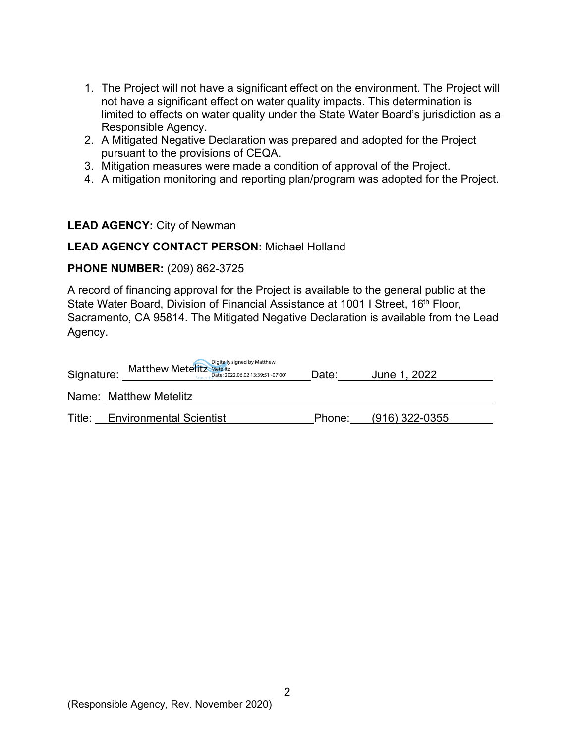1. The Project will not have a significant effect on the environment. The Project will not have a significant effect on water quality impacts. This determination is limited to effects on water quality under the State Water Board's jurisdiction as a Responsible Agency.
2. A Mitigated Negative Declaration was prepared and adopted for the Project pursuant to the provisions of CEQA.
3. Mitigation measures were made a condition of approval of the Project.
4. A mitigation monitoring and reporting plan/program was adopted for the Project.

**LEAD AGENCY:** City of Newman

**LEAD AGENCY CONTACT PERSON:** Michael Holland

**PHONE NUMBER:** (209) 862-3725

A record of financing approval for the Project is available to the general public at the State Water Board, Division of Financial Assistance at 1001 I Street, 16th Floor, Sacramento, CA 95814. The Mitigated Negative Declaration is available from the Lead Agency.

Signature: Matthew Metelitz (Digitally signed by Matthew Metelitz Date: 2022.06.02 13:39:51 -07'00') Date: June 1, 2022

Name: Matthew Metelitz

Title: Environmental Scientist Phone: (916) 322-0355

(Responsible Agency, Rev. November 2020)